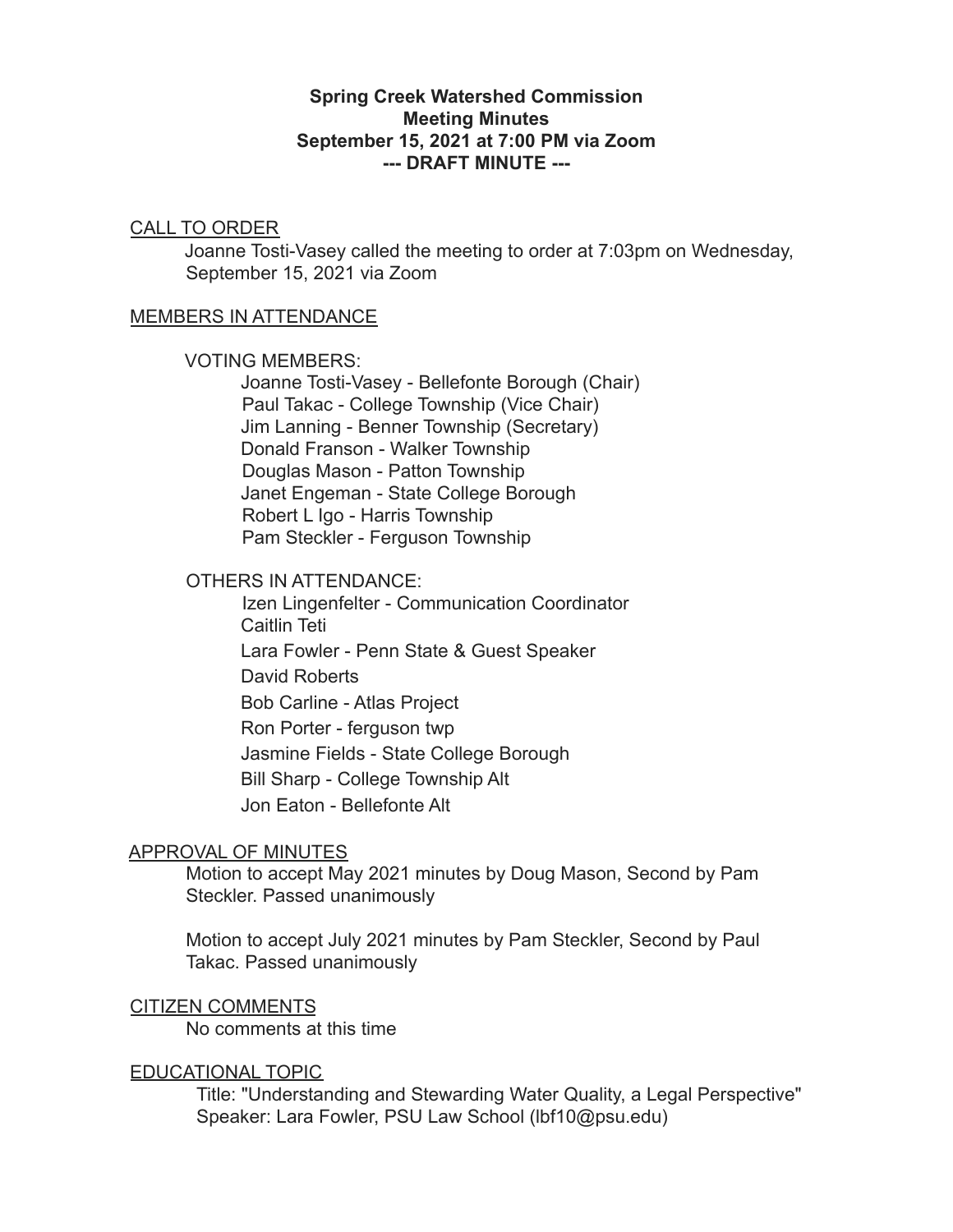**Spring Creek Watershed Commission**
**Meeting Minutes**
**September 15, 2021 at 7:00 PM via Zoom**
**--- DRAFT MINUTE ---**

## CALL TO ORDER

Joanne Tosti-Vasey called the meeting to order at 7:03pm on Wednesday, September 15, 2021 via Zoom

## MEMBERS IN ATTENDANCE

VOTING MEMBERS:

- Joanne Tosti-Vasey - Bellefonte Borough (Chair)
- Paul Takac - College Township (Vice Chair)
- Jim Lanning - Benner Township (Secretary)
- Donald Franson - Walker Township
- Douglas Mason - Patton Township
- Janet Engeman - State College Borough
- Robert L Igo - Harris Township
- Pam Steckler - Ferguson Township

OTHERS IN ATTENDANCE:

- Izen Lingenfelter - Communication Coordinator
- Caitlin Teti
- Lara Fowler - Penn State & Guest Speaker
- David Roberts
- Bob Carline - Atlas Project
- Ron Porter - ferguson twp
- Jasmine Fields - State College Borough
- Bill Sharp - College Township Alt
- Jon Eaton - Bellefonte Alt

## APPROVAL OF MINUTES

Motion to accept May 2021 minutes by Doug Mason, Second by Pam Steckler. Passed unanimously

Motion to accept July 2021 minutes by Pam Steckler, Second by Paul Takac. Passed unanimously

## CITIZEN COMMENTS

No comments at this time

## EDUCATIONAL TOPIC

Title: "Understanding and Stewarding Water Quality, a Legal Perspective"
Speaker: Lara Fowler, PSU Law School (lbf10@psu.edu)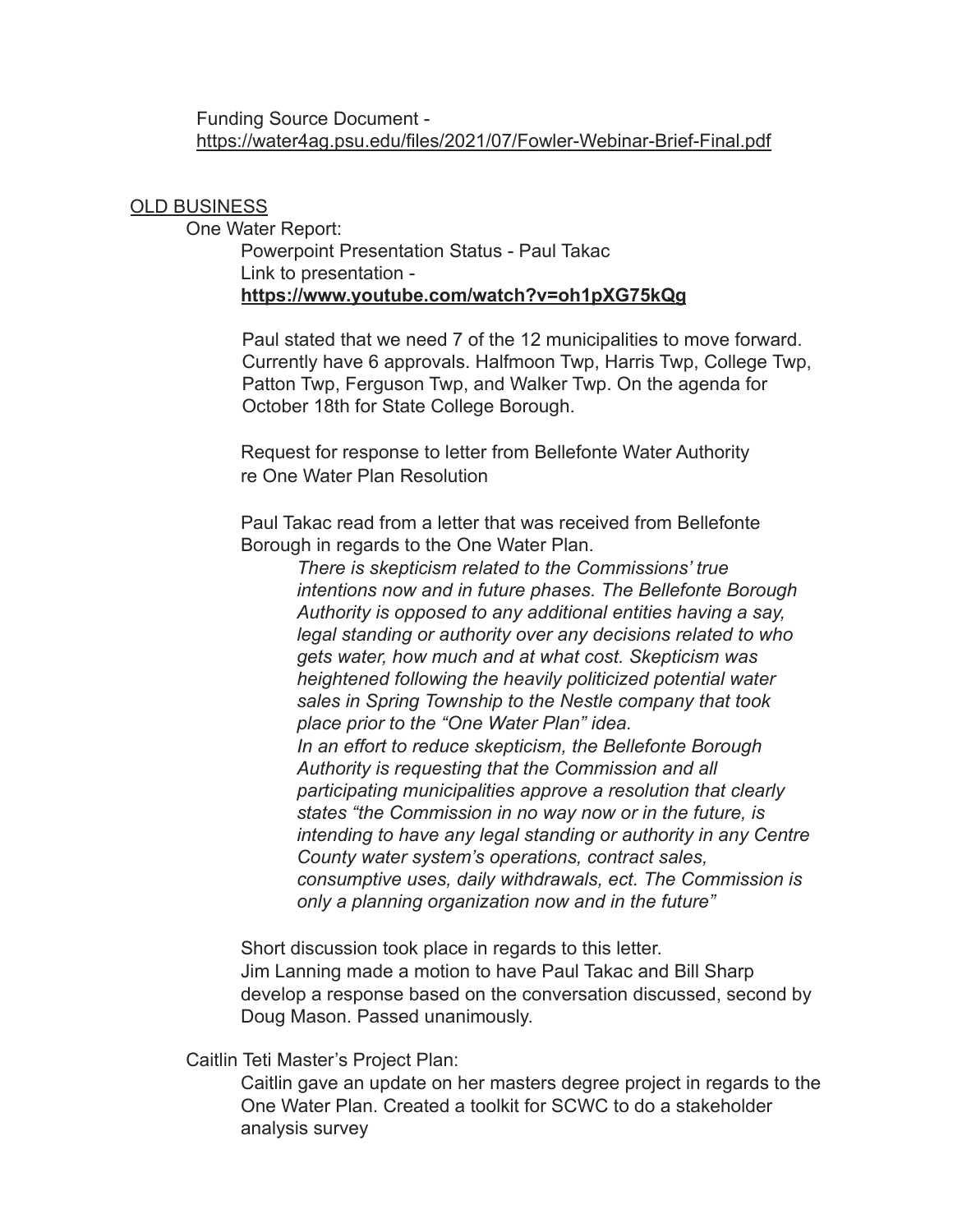Funding Source Document - https://water4ag.psu.edu/files/2021/07/Fowler-Webinar-Brief-Final.pdf

OLD BUSINESS

One Water Report:

Powerpoint Presentation Status - Paul Takac
Link to presentation - **https://www.youtube.com/watch?v=oh1pXG75kQg**

Paul stated that we need 7 of the 12 municipalities to move forward. Currently have 6 approvals. Halfmoon Twp, Harris Twp, College Twp, Patton Twp, Ferguson Twp, and Walker Twp. On the agenda for October 18th for State College Borough.

Request for response to letter from Bellefonte Water Authority re One Water Plan Resolution

Paul Takac read from a letter that was received from Bellefonte Borough in regards to the One Water Plan.

> *There is skepticism related to the Commissions' true intentions now and in future phases. The Bellefonte Borough Authority is opposed to any additional entities having a say, legal standing or authority over any decisions related to who gets water, how much and at what cost. Skepticism was heightened following the heavily politicized potential water sales in Spring Township to the Nestle company that took place prior to the "One Water Plan" idea.*
> *In an effort to reduce skepticism, the Bellefonte Borough Authority is requesting that the Commission and all participating municipalities approve a resolution that clearly states "the Commission in no way now or in the future, is intending to have any legal standing or authority in any Centre County water system's operations, contract sales, consumptive uses, daily withdrawals, ect. The Commission is only a planning organization now and in the future"*

Short discussion took place in regards to this letter.
Jim Lanning made a motion to have Paul Takac and Bill Sharp develop a response based on the conversation discussed, second by Doug Mason. Passed unanimously.

Caitlin Teti Master's Project Plan:

Caitlin gave an update on her masters degree project in regards to the One Water Plan. Created a toolkit for SCWC to do a stakeholder analysis survey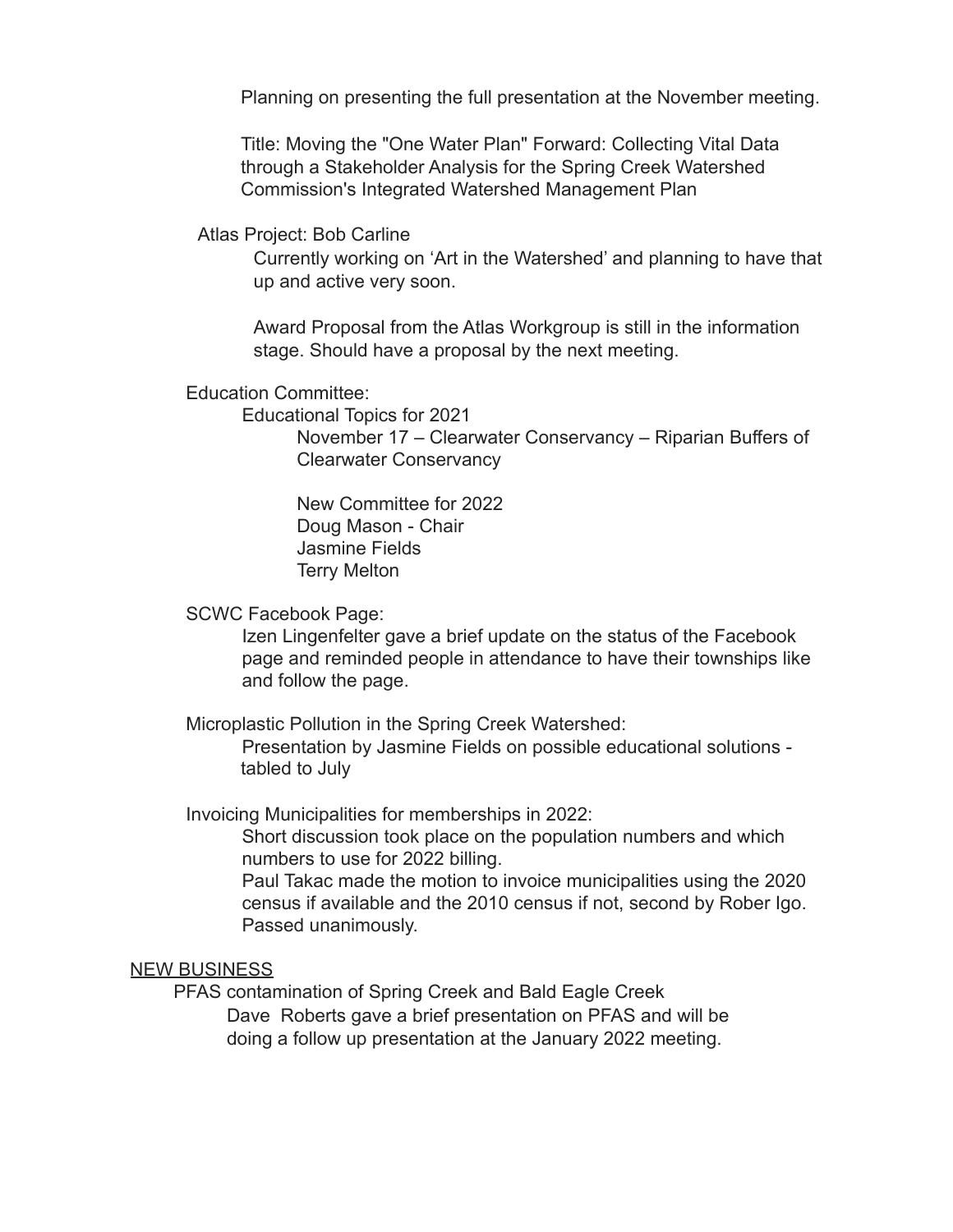Planning on presenting the full presentation at the November meeting.

Title: Moving the "One Water Plan" Forward: Collecting Vital Data through a Stakeholder Analysis for the Spring Creek Watershed Commission's Integrated Watershed Management Plan

Atlas Project: Bob Carline

Currently working on 'Art in the Watershed' and planning to have that up and active very soon.

Award Proposal from the Atlas Workgroup is still in the information stage. Should have a proposal by the next meeting.

Education Committee:

Educational Topics for 2021

November 17 – Clearwater Conservancy – Riparian Buffers of Clearwater Conservancy

New Committee for 2022
Doug Mason - Chair
Jasmine Fields
Terry Melton

SCWC Facebook Page:

Izen Lingenfelter gave a brief update on the status of the Facebook page and reminded people in attendance to have their townships like and follow the page.

Microplastic Pollution in the Spring Creek Watershed:

Presentation by Jasmine Fields on possible educational solutions - tabled to July

Invoicing Municipalities for memberships in 2022:

Short discussion took place on the population numbers and which numbers to use for 2022 billing.
Paul Takac made the motion to invoice municipalities using the 2020 census if available and the 2010 census if not, second by Rober Igo. Passed unanimously.

<u>NEW BUSINESS</u>

PFAS contamination of Spring Creek and Bald Eagle Creek

Dave Roberts gave a brief presentation on PFAS and will be doing a follow up presentation at the January 2022 meeting.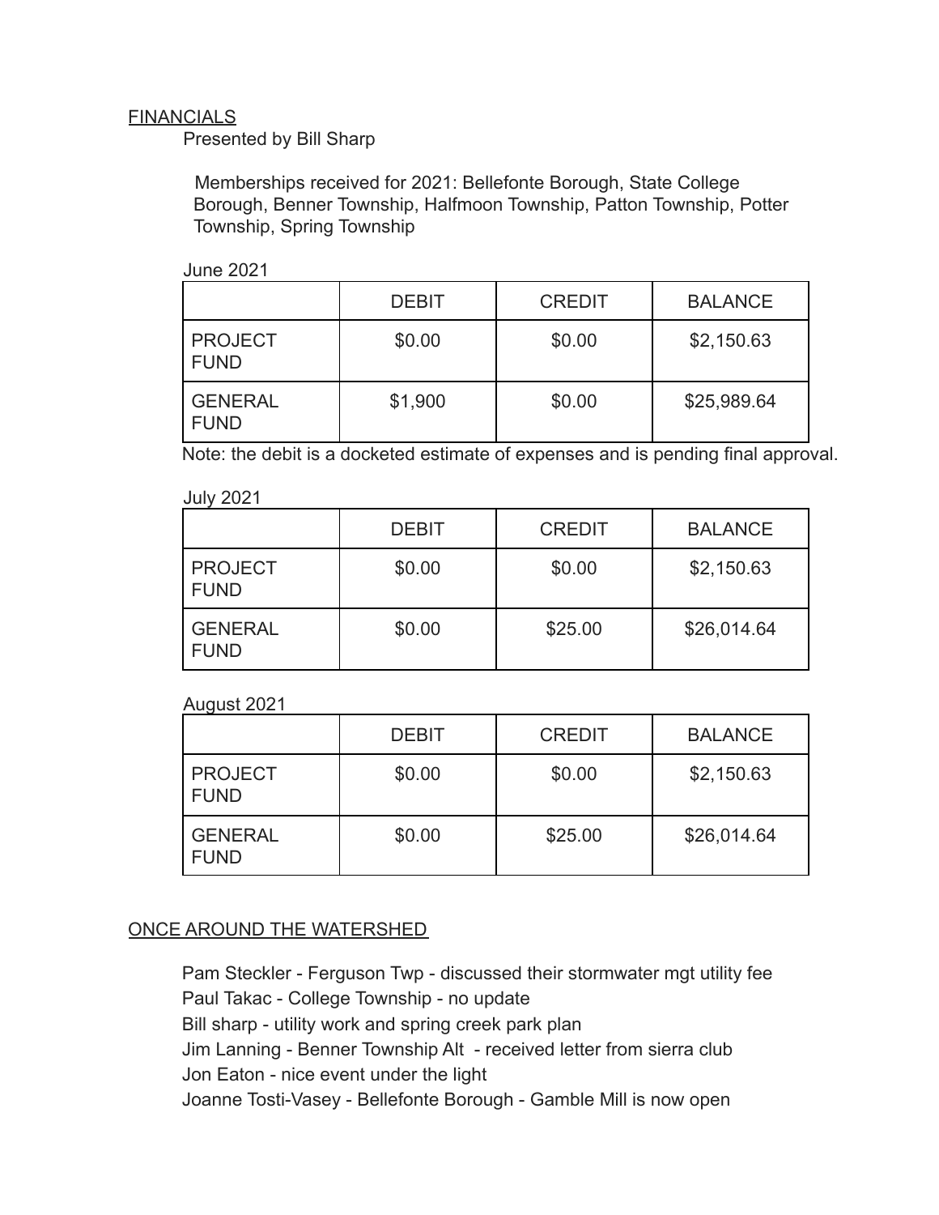## FINANCIALS

Presented by Bill Sharp

Memberships received for 2021: Bellefonte Borough, State College Borough, Benner Township, Halfmoon Township, Patton Township, Potter Township, Spring Township

June 2021

| | DEBIT | CREDIT | BALANCE |
|---|---|---|---|
| PROJECT FUND | $0.00 | $0.00 | $2,150.63 |
| GENERAL FUND | $1,900 | $0.00 | $25,989.64 |

Note: the debit is a docketed estimate of expenses and is pending final approval.

July 2021

| | DEBIT | CREDIT | BALANCE |
|---|---|---|---|
| PROJECT FUND | $0.00 | $0.00 | $2,150.63 |
| GENERAL FUND | $0.00 | $25.00 | $26,014.64 |

August 2021

| | DEBIT | CREDIT | BALANCE |
|---|---|---|---|
| PROJECT FUND | $0.00 | $0.00 | $2,150.63 |
| GENERAL FUND | $0.00 | $25.00 | $26,014.64 |

## ONCE AROUND THE WATERSHED

Pam Steckler - Ferguson Twp - discussed their stormwater mgt utility fee  
Paul Takac - College Township - no update  
Bill sharp - utility work and spring creek park plan  
Jim Lanning - Benner Township Alt - received letter from sierra club  
Jon Eaton - nice event under the light  
Joanne Tosti-Vasey - Bellefonte Borough - Gamble Mill is now open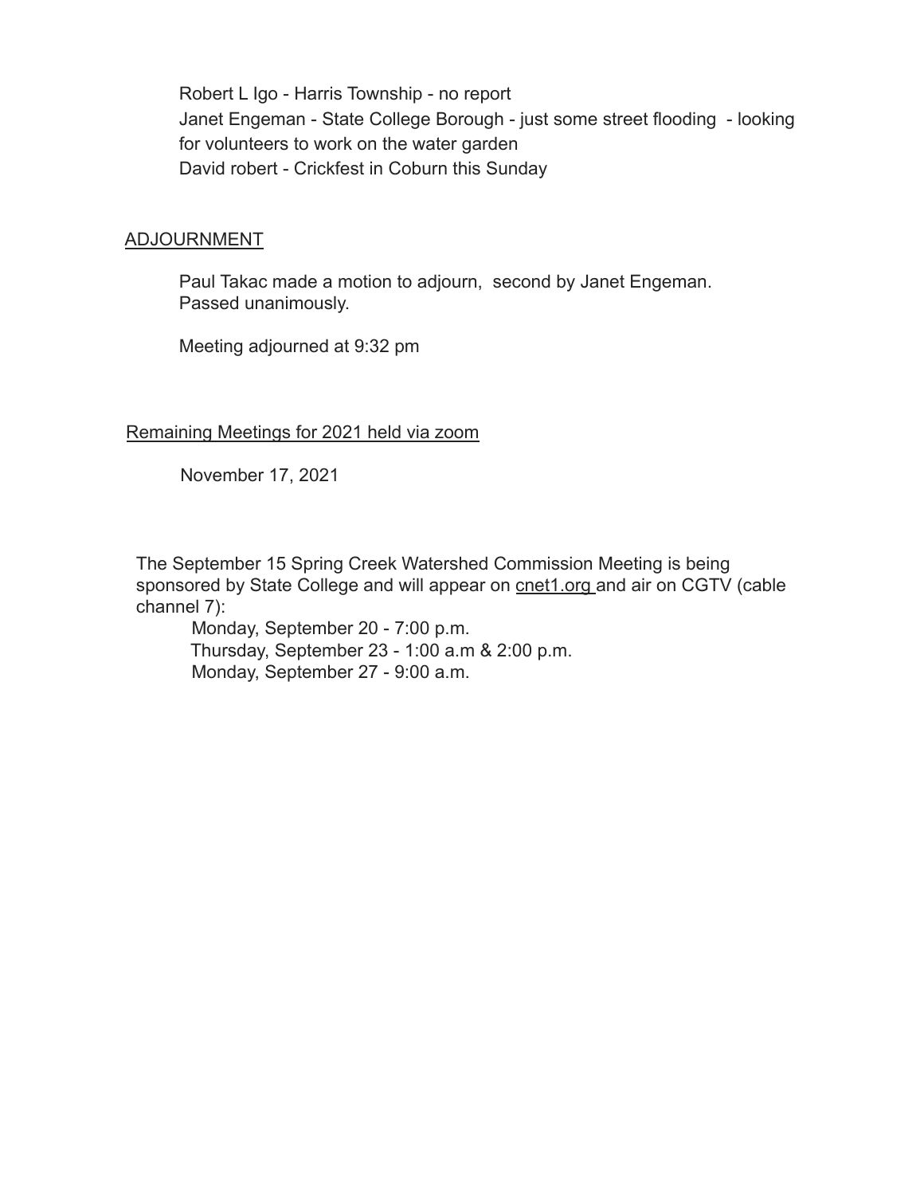Robert L Igo - Harris Township - no report
Janet Engeman - State College Borough - just some street flooding - looking for volunteers to work on the water garden
David robert - Crickfest in Coburn this Sunday

## ADJOURNMENT

Paul Takac made a motion to adjourn, second by Janet Engeman. Passed unanimously.

Meeting adjourned at 9:32 pm

## Remaining Meetings for 2021 held via zoom

November 17, 2021

The September 15 Spring Creek Watershed Commission Meeting is being sponsored by State College and will appear on cnet1.org and air on CGTV (cable channel 7):

Monday, September 20 - 7:00 p.m.
Thursday, September 23 - 1:00 a.m & 2:00 p.m.
Monday, September 27 - 9:00 a.m.